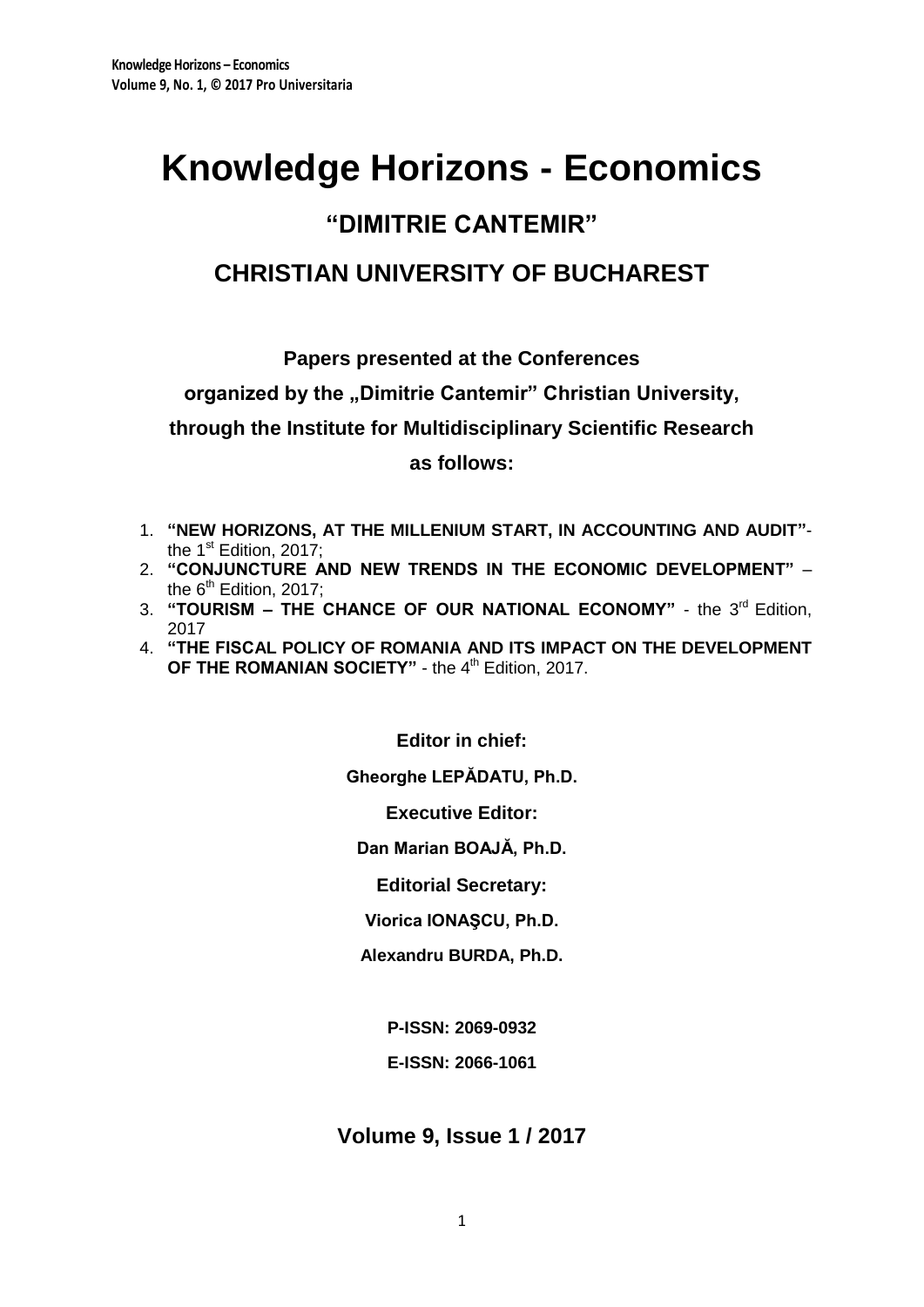# Knowledge Horizons - Economics

## "DIMITRIE CANTEMIR"

## CHRISTIAN UNIVERSITY OF BUCHAREST

**Papers presented at the Conferences**

**organized by the „Dimitrie Cantemir" Christian University,**

**through the Institute for Multidisciplinary Scientific Research**

**as follows:**

1. **"NEW HORIZONS, AT THE MILLENIUM START, IN ACCOUNTING AND AUDIT"**- the 1st Edition, 2017;
2. **"CONJUNCTURE AND NEW TRENDS IN THE ECONOMIC DEVELOPMENT"** – the 6th Edition, 2017;
3. **"TOURISM – THE CHANCE OF OUR NATIONAL ECONOMY"** - the 3rd Edition, 2017
4. **"THE FISCAL POLICY OF ROMANIA AND ITS IMPACT ON THE DEVELOPMENT OF THE ROMANIAN SOCIETY"** - the 4th Edition, 2017.

**Editor in chief:**

**Gheorghe LEPĂDATU, Ph.D.**

**Executive Editor:**

**Dan Marian BOAJĂ, Ph.D.**

**Editorial Secretary:**

**Viorica IONAŞCU, Ph.D.**

**Alexandru BURDA, Ph.D.**

**P-ISSN: 2069-0932**

**E-ISSN: 2066-1061**

**Volume 9, Issue 1 / 2017**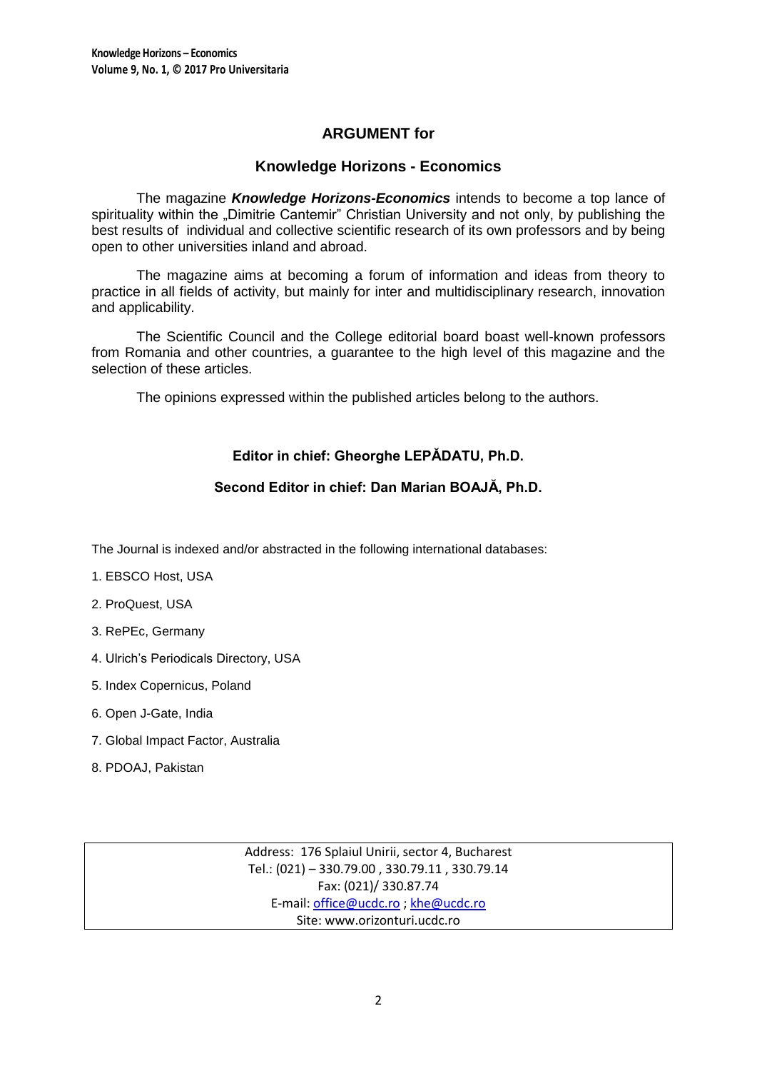## ARGUMENT for

## Knowledge Horizons - Economics

The magazine ***Knowledge Horizons-Economics*** intends to become a top lance of spirituality within the „Dimitrie Cantemir" Christian University and not only, by publishing the best results of individual and collective scientific research of its own professors and by being open to other universities inland and abroad.

The magazine aims at becoming a forum of information and ideas from theory to practice in all fields of activity, but mainly for inter and multidisciplinary research, innovation and applicability.

The Scientific Council and the College editorial board boast well-known professors from Romania and other countries, a guarantee to the high level of this magazine and the selection of these articles.

The opinions expressed within the published articles belong to the authors.

**Editor in chief: Gheorghe LEPĂDATU, Ph.D.**

**Second Editor in chief: Dan Marian BOAJĂ, Ph.D.**

The Journal is indexed and/or abstracted in the following international databases:

1. EBSCO Host, USA
2. ProQuest, USA
3. RePEc, Germany
4. Ulrich's Periodicals Directory, USA
5. Index Copernicus, Poland
6. Open J-Gate, India
7. Global Impact Factor, Australia
8. PDOAJ, Pakistan

Address: 176 Splaiul Unirii, sector 4, Bucharest
Tel.: (021) – 330.79.00 , 330.79.11 , 330.79.14
Fax: (021)/ 330.87.74
E-mail: office@ucdc.ro ; khe@ucdc.ro
Site: www.orizonturi.ucdc.ro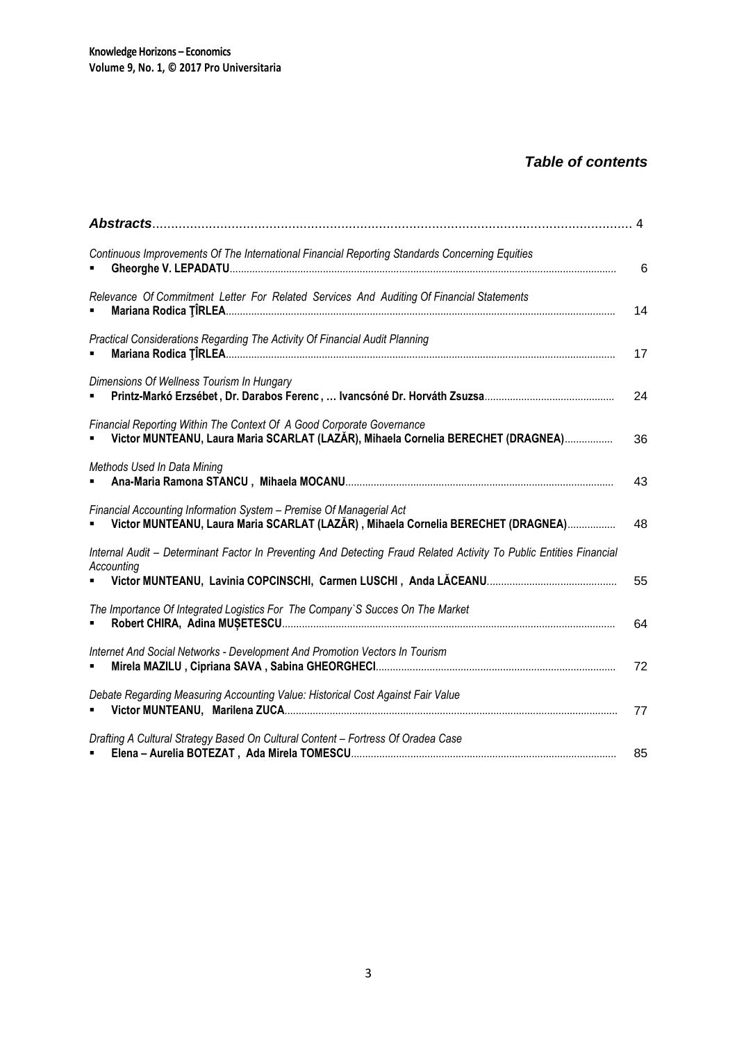## *Table of contents*

| | |
|---|---|
| ***Abstracts*** | 4 |
| *Continuous Improvements Of The International Financial Reporting Standards Concerning Equities*<br>▪ **Gheorghe V. LEPADATU** | 6 |
| *Relevance Of Commitment Letter For Related Services And Auditing Of Financial Statements*<br>▪ **Mariana Rodica ŢÎRLEA** | 14 |
| *Practical Considerations Regarding The Activity Of Financial Audit Planning*<br>▪ **Mariana Rodica ŢÎRLEA** | 17 |
| *Dimensions Of Wellness Tourism In Hungary*<br>▪ **Printz-Markó Erzsébet , Dr. Darabos Ferenc , … Ivancsóné Dr. Horváth Zsuzsa** | 24 |
| *Financial Reporting Within The Context Of A Good Corporate Governance*<br>▪ **Victor MUNTEANU, Laura Maria SCARLAT (LAZĂR), Mihaela Cornelia BERECHET (DRAGNEA)** | 36 |
| *Methods Used In Data Mining*<br>▪ **Ana-Maria Ramona STANCU , Mihaela MOCANU** | 43 |
| *Financial Accounting Information System – Premise Of Managerial Act*<br>▪ **Victor MUNTEANU, Laura Maria SCARLAT (LAZĂR) , Mihaela Cornelia BERECHET (DRAGNEA)** | 48 |
| *Internal Audit – Determinant Factor In Preventing And Detecting Fraud Related Activity To Public Entities Financial Accounting*<br>▪ **Victor MUNTEANU, Lavinia COPCINSCHI, Carmen LUSCHI , Anda LĂCEANU** | 55 |
| *The Importance Of Integrated Logistics For The Company`S Succes On The Market*<br>▪ **Robert CHIRA, Adina MUȘETESCU** | 64 |
| *Internet And Social Networks - Development And Promotion Vectors In Tourism*<br>▪ **Mirela MAZILU , Cipriana SAVA , Sabina GHEORGHECI** | 72 |
| *Debate Regarding Measuring Accounting Value: Historical Cost Against Fair Value*<br>▪ **Victor MUNTEANU, Marilena ZUCA** | 77 |
| *Drafting A Cultural Strategy Based On Cultural Content – Fortress Of Oradea Case*<br>▪ **Elena – Aurelia BOTEZAT , Ada Mirela TOMESCU** | 85 |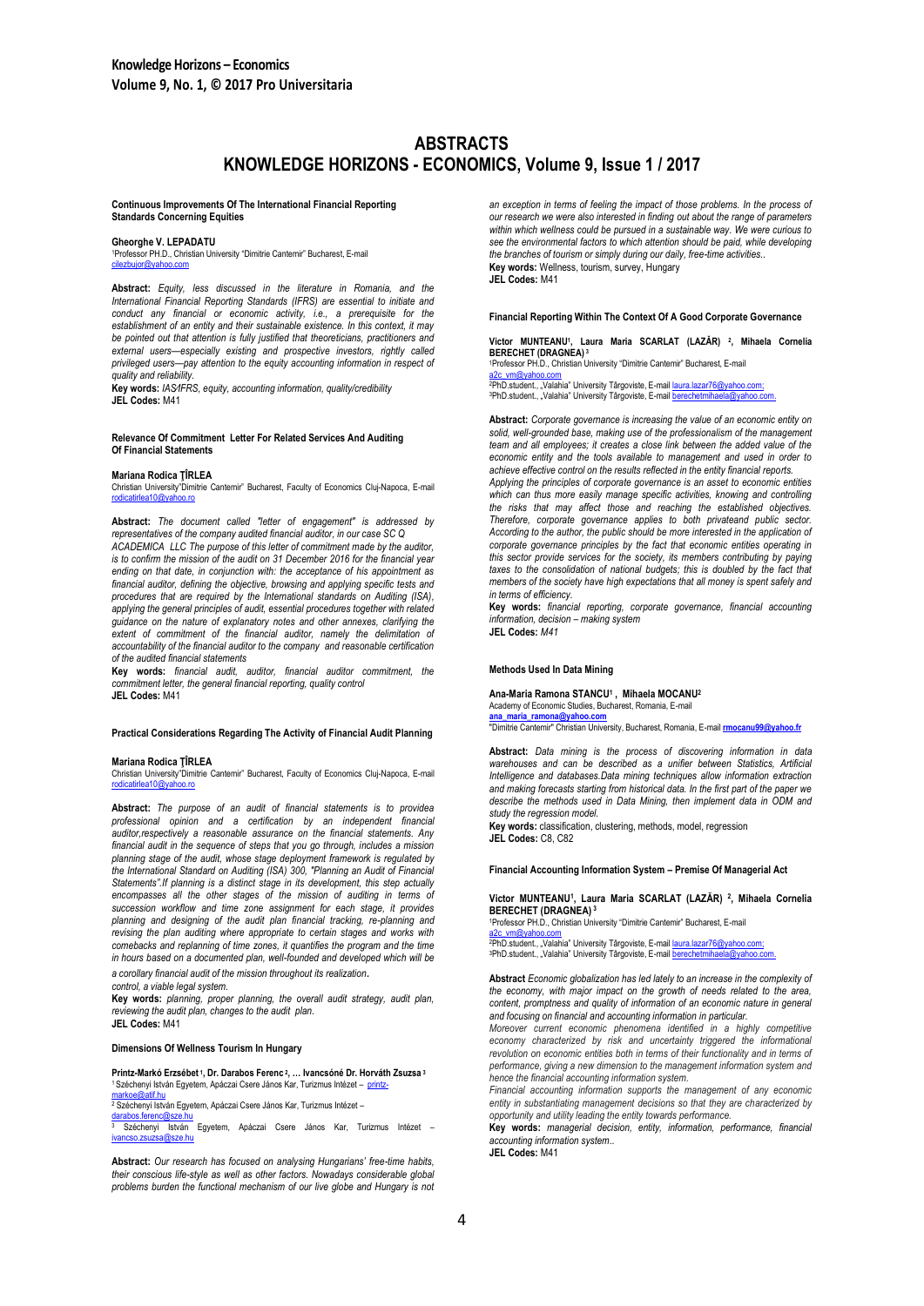# ABSTRACTS
# KNOWLEDGE HORIZONS - ECONOMICS, Volume 9, Issue 1 / 2017

### Continuous Improvements Of The International Financial Reporting Standards Concerning Equities

**Gheorghe V. LEPADATU**
[1]Professor PH.D., Christian University "Dimitrie Cantemir" Bucharest, E-mail cilezbujor@yahoo.com

**Abstract:** *Equity, less discussed in the literature in Romania, and the International Financial Reporting Standards (IFRS) are essential to initiate and conduct any financial or economic activity, i.e., a prerequisite for the establishment of an entity and their sustainable existence. In this context, it may be pointed out that attention is fully justified that theoreticians, practitioners and external users—especially existing and prospective investors, rightly called privileged users—pay attention to the equity accounting information in respect of quality and reliability.*
**Key words:** *IAS/IFRS, equity, accounting information, quality/credibility*
**JEL Codes:** M41

### Relevance Of Commitment Letter For Related Services And Auditing Of Financial Statements

**Mariana Rodica ȚÎRLEA**
Christian University"Dimitrie Cantemir" Bucharest, Faculty of Economics Cluj-Napoca, E-mail rodicatirlea10@yahoo.ro

**Abstract:** *The document called "letter of engagement" is addressed by representatives of the company audited financial auditor, in our case SC Q ACADEMICA LLC The purpose of this letter of commitment made by the auditor, is to confirm the mission of the audit on 31 December 2016 for the financial year ending on that date, in conjunction with: the acceptance of his appointment as financial auditor, defining the objective, browsing and applying specific tests and procedures that are required by the International standards on Auditing (ISA), applying the general principles of audit, essential procedures together with related guidance on the nature of explanatory notes and other annexes, clarifying the extent of commitment of the financial auditor, namely the delimitation of accountability of the financial auditor to the company and reasonable certification of the audited financial statements*
**Key words:** *financial audit, auditor, financial auditor commitment, the commitment letter, the general financial reporting, quality control*
**JEL Codes:** M41

### Practical Considerations Regarding The Activity of Financial Audit Planning

**Mariana Rodica ȚÎRLEA**
Christian University"Dimitrie Cantemir" Bucharest, Faculty of Economics Cluj-Napoca, E-mail rodicatirlea10@yahoo.ro

**Abstract:** *The purpose of an audit of financial statements is to providea professional opinion and a certification by an independent financial auditor,respectively a reasonable assurance on the financial statements. Any financial audit in the sequence of steps that you go through, includes a mission planning stage of the audit, whose stage deployment framework is regulated by the International Standard on Auditing (ISA) 300, "Planning an Audit of Financial Statements".If planning is a distinct stage in its development, this step actually encompasses all the other stages of the mission of auditing in terms of succession workflow and time zone assignment for each stage, it provides planning and designing of the audit plan financial tracking, re-planning and revising the plan auditing where appropriate to certain stages and works with comebacks and replanning of time zones, it quantifies the program and the time in hours based on a documented plan, well-founded and developed which will be a corollary financial audit of the mission throughout its realization.*
*control, a viable legal system.*
**Key words:** *planning, proper planning, the overall audit strategy, audit plan, reviewing the audit plan, changes to the audit plan.*
**JEL Codes:** M41

### Dimensions Of Wellness Tourism In Hungary

**Printz-Markó Erzsébet [1], Dr. Darabos Ferenc [2], … Ivancsóné Dr. Horváth Zsuzsa [3]**
[1] Széchenyi István Egyetem, Apáczai Csere János Kar, Turizmus Intézet – printz-markoe@atif.hu
[2] Széchenyi István Egyetem, Apáczai Csere János Kar, Turizmus Intézet – darabos.ferenc@sze.hu
[3] Széchenyi István Egyetem, Apáczai Csere János Kar, Turizmus Intézet – ivancso.zsuzsa@sze.hu

**Abstract:** *Our research has focused on analysing Hungarians' free-time habits, their conscious life-style as well as other factors. Nowadays considerable global problems burden the functional mechanism of our live globe and Hungary is not an exception in terms of feeling the impact of those problems. In the process of our research we were also interested in finding out about the range of parameters within which wellness could be pursued in a sustainable way. We were curious to see the environmental factors to which attention should be paid, while developing the branches of tourism or simply during our daily, free-time activities..*
**Key words:** Wellness, tourism, survey, Hungary
**JEL Codes:** M41

### Financial Reporting Within The Context Of A Good Corporate Governance

**Victor MUNTEANU[1], Laura Maria SCARLAT (LAZĂR) [2], Mihaela Cornelia BERECHET (DRAGNEA) [3]**
[1]Professor PH.D., Christian University "Dimitrie Cantemir" Bucharest, E-mail a2c_vm@yahoo.com
[2]PhD.student., „Valahia" University Târgoviste, E-mail laura.lazar76@yahoo.com;
[3]PhD.student., „Valahia" University Târgoviste, E-mail berechetmihaela@yahoo.com.

**Abstract:** *Corporate governance is increasing the value of an economic entity on solid, well-grounded base, making use of the professionalism of the management team and all employees; it creates a close link between the added value of the economic entity and the tools available to management and used in order to achieve effective control on the results reflected in the entity financial reports.*
*Applying the principles of corporate governance is an asset to economic entities which can thus more easily manage specific activities, knowing and controlling the risks that may affect those and reaching the established objectives. Therefore, corporate governance applies to both privateand public sector. According to the author, the public should be more interested in the application of corporate governance principles by the fact that economic entities operating in this sector provide services for the society, its members contributing by paying taxes to the consolidation of national budgets; this is doubled by the fact that members of the society have high expectations that all money is spent safely and in terms of efficiency.*
**Key words:** *financial reporting, corporate governance, financial accounting information, decision – making system*
**JEL Codes:** *M41*

### Methods Used In Data Mining

**Ana-Maria Ramona STANCU[1], Mihaela MOCANU[2]**
Academy of Economic Studies, Bucharest, Romania, E-mail **ana_maria_ramona@yahoo.com**
"Dimitrie Cantemir" Christian University, Bucharest, Romania, E-mail **rmocanu99@yahoo.fr**

**Abstract:** *Data mining is the process of discovering information in data warehouses and can be described as a unifier between Statistics, Artificial Intelligence and databases.Data mining techniques allow information extraction and making forecasts starting from historical data. In the first part of the paper we describe the methods used in Data Mining, then implement data in ODM and study the regression model.*
**Key words:** classification, clustering, methods, model, regression
**JEL Codes:** C8, C82

### Financial Accounting Information System – Premise Of Managerial Act

**Victor MUNTEANU[1], Laura Maria SCARLAT (LAZĂR) [2], Mihaela Cornelia BERECHET (DRAGNEA) [3]**
[1]Professor PH.D., Christian University "Dimitrie Cantemir" Bucharest, E-mail a2c_vm@yahoo.com
[2]PhD.student., „Valahia" University Târgoviste, E-mail laura.lazar76@yahoo.com;
[3]PhD.student., „Valahia" University Târgoviste, E-mail berechetmihaela@yahoo.com.

**Abstract** *Economic globalization has led lately to an increase in the complexity of the economy, with major impact on the growth of needs related to the area, content, promptness and quality of information of an economic nature in general and focusing on financial and accounting information in particular.*
*Moreover current economic phenomena identified in a highly competitive economy characterized by risk and uncertainty triggered the informational revolution on economic entities both in terms of their functionality and in terms of performance, giving a new dimension to the management information system and hence the financial accounting information system.*
*Financial accounting information supports the management of any economic entity in substantiating management decisions so that they are characterized by opportunity and utility leading the entity towards performance.*
**Key words:** *managerial decision, entity, information, performance, financial accounting information system..*
**JEL Codes:** M41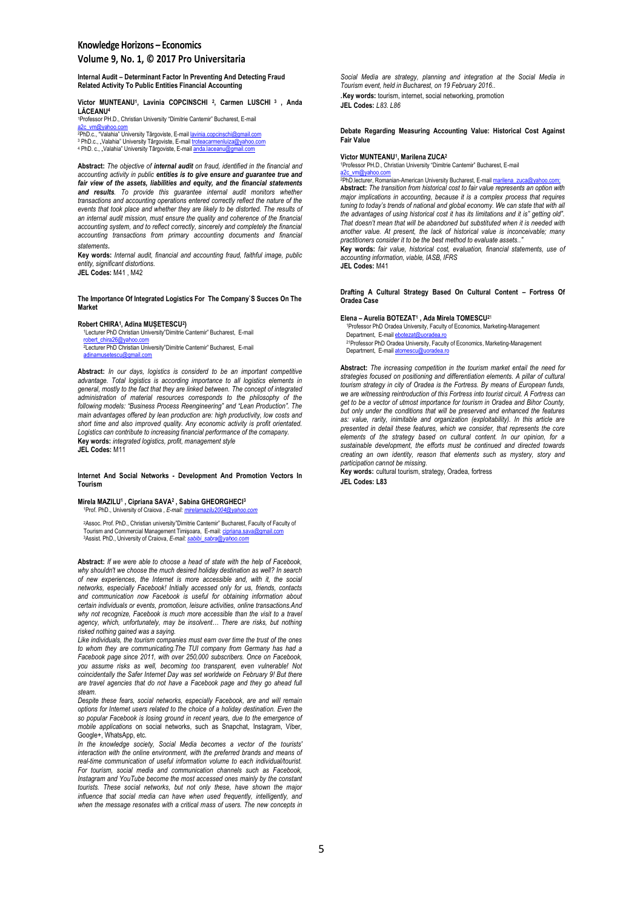## Internal Audit – Determinant Factor In Preventing And Detecting Fraud Related Activity To Public Entities Financial Accounting

**Victor MUNTEANU[1], Lavinia COPCINSCHI [2], Carmen LUSCHI [3] , Anda LĂCEANU[4]**

[1]Professor PH.D., Christian University "Dimitrie Cantemir" Bucharest, E-mail a2c_vm@yahoo.com
[2]PhD.c., "Valahia" University Târgoviste, E-mail lavinia.copcinschi@gmail.com
[3] PhD.c., „Valahia" University Târgoviste, E-mail troteacarmenluiza@yahoo.com
[4] PhD. c., „Valahia" University Târgoviste, E-mail anda.laceanu@gmail.com

**Abstract:** *The objective of **internal audit** on fraud, identified in the financial and accounting activity in public **entities is to give ensure and guarantee true and fair view of the assets, liabilities and equity, and the financial statements and results**. To provide this guarantee internal audit monitors whether transactions and accounting operations entered correctly reflect the nature of the events that took place and whether they are likely to be distorted. The results of an internal audit mission, must ensure the quality and coherence of the financial accounting system, and to reflect correctly, sincerely and completely the financial accounting transactions from primary accounting documents and financial statements.*

**Key words:** *Internal audit, financial and accounting fraud, faithful image, public entity, significant distortions.*

**JEL Codes:** M41 , M42

## The Importance Of Integrated Logistics For The Company`S Succes On The Market

**Robert CHIRA[1], Adina MUȘETESCU[2])**

[1]Lecturer PhD Christian University"Dimitrie Cantemir" Bucharest, E-mail robert_chira26@yahoo.com
[2]Lecturer PhD Christian University"Dimitrie Cantemir" Bucharest, E-mail adinamusetescu@gmail.com

**Abstract:** *In our days, logistics is considered to be an important competitive advantage. Total logistics is according importance to all logistics elements in general, mostly to the fact that they are linked between. The concept of integrated administration of material resources corresponds to the philosophy of the following models: "Business Process Reengineering" and "Lean Production". The main advantages offered by lean production are: high productivity, low costs and short time and also improved quality. Any economic activity is profit orientated. Logistics can contribute to increasing financial performance of the comapany.*

**Key words:** *integrated logistics, profit, management style*

**JEL Codes:** M11

## Internet And Social Networks - Development And Promotion Vectors In Tourism

**Mirela MAZILU[1] , Cipriana SAVA[2] , Sabina GHEORGHECI[3]**

[1]Prof. PhD., University of Craiova , *E-mail: mirelamazilu2004@yahoo.com*

[2]Assoc. Prof. PhD., Christian university"Dimitrie Cantemir" Bucharest, Faculty of Faculty of Tourism and Commercial Management Timişoara, E-mail: cipriana.sava@gmail.com
[3]Assist. PhD., University of Craiova, *E-mail: sabibi_sabra@yahoo.com*

**Abstract:** *If we were able to choose a head of state with the help of Facebook, why shouldn't we choose the much desired holiday destination as well? In search of new experiences, the Internet is more accessible and, with it, the social networks, especially Facebook! Initially accessed only for us, friends, contacts and communication now Facebook is useful for obtaining information about certain individuals or events, promotion, leisure activities, online transactions.And why not recognize, Facebook is much more accessible than the visit to a travel agency, which, unfortunately, may be insolvent… There are risks, but nothing risked nothing gained was a saying.*

*Like individuals, the tourism companies must earn over time the trust of the ones to whom they are communicating.The TUI company from Germany has had a Facebook page since 2011, with over 250,000 subscribers. Once on Facebook, you assume risks as well, becoming too transparent, even vulnerable! Not coincidentally the Safer Internet Day was set worldwide on February 9! But there are travel agencies that do not have a Facebook page and they go ahead full steam.*

*Despite these fears, social networks, especially Facebook, are and will remain options for Internet users related to the choice of a holiday destination. Even the so popular Facebook is losing ground in recent years, due to the emergence of mobile applications* on social networks, such as Snapchat, Instagram, Viber, Google+, WhatsApp, etc.

*In the knowledge society, Social Media becomes a vector of the tourists' interaction with the online environment, with the preferred brands and means of real-time communication of useful information volume to each individual/tourist. For tourism, social media and communication channels such as Facebook, Instagram and YouTube become the most accessed ones mainly by the constant tourists. These social networks, but not only these, have shown the major influence that social media can have when used frequently, intelligently, and when the message resonates with a critical mass of users. The new concepts in Social Media are strategy, planning and integration at the Social Media in Tourism event, held in Bucharest, on 19 February 2016..*

.**Key words:** tourism, internet, social networking, promotion

**JEL Codes:** *L83. L86*

## Debate Regarding Measuring Accounting Value: Historical Cost Against Fair Value

**Victor MUNTEANU[1], Marilena ZUCA[2]**

[1]Professor PH.D., Christian University "Dimitrie Cantemir" Bucharest, E-mail a2c_vm@yahoo.com
[2]PhD.lecturer, Romanian-American University Bucharest, E-mail marilena_zuca@yahoo.com;

**Abstract:** *The transition from historical cost to fair value represents an option with major implications in accounting, because it is a complex process that requires tuning to today's trends of national and global economy. We can state that with all the advantages of using historical cost it has its limitations and it is" getting old". That doesn't mean that will be abandoned but substituted when it is needed with another value. At present, the lack of historical value is inconceivable; many practitioners consider it to be the best method to evaluate assets.."*

**Key words:** *fair value, historical cost, evaluation, financial statements, use of accounting information, viable, IASB, IFRS*

**JEL Codes:** M41

## Drafting A Cultural Strategy Based On Cultural Content – Fortress Of Oradea Case

**Elena – Aurelia BOTEZAT[1] , Ada Mirela TOMESCU[2][1]**

[1]Professor PhD Oradea University, Faculty of Economics, Marketing-Management Department, E-mail ebotezat@uoradea.ro
[2][1]Professor PhD Oradea University, Faculty of Economics, Marketing-Management Department, E-mail atomescu@uoradea.ro

**Abstract:** *The increasing competition in the tourism market entail the need for strategies focused on positioning and differentiation elements. A pillar of cultural tourism strategy in city of Oradea is the Fortress. By means of European funds, we are witnessing reintroduction of this Fortress into tourist circuit. A Fortress can get to be a vector of utmost importance for tourism in Oradea and Bihor County, but only under the conditions that will be preserved and enhanced the features as: value, rarity, inimitable and organization (exploitability). In this article are presented in detail these features, which we consider, that represents the core elements of the strategy based on cultural content. In our opinion, for a sustainable development, the efforts must be continued and directed towards creating an own identity, reason that elements such as mystery, story and participation cannot be missing.*

**Key words:** cultural tourism, strategy, Oradea, fortress

**JEL Codes: L83**